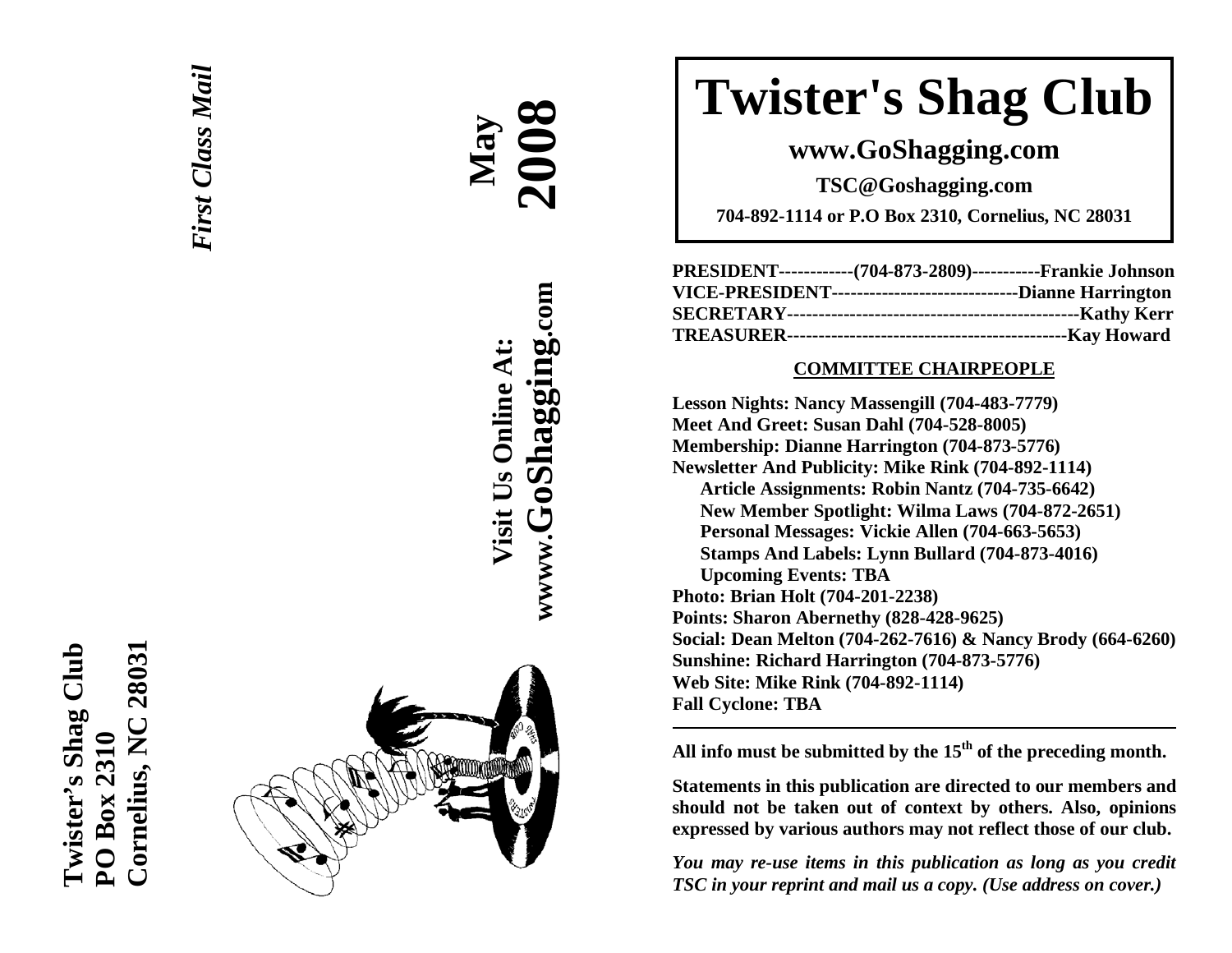*First Class Mail*

**May 2008**

**Visit Us Online At: wwww.GoShagging.com**

**Twister's Shag Club**
**PO Box 2310**
**Cornelius, NC 28031**

# Twister's Shag Club

## www.GoShagging.com

**TSC@Goshagging.com**

**704-892-1114 or P.O Box 2310, Cornelius, NC 28031**

**PRESIDENT------------(704-873-2809)-----------Frankie Johnson**
**VICE-PRESIDENT-----------------------------Dianne Harrington**
**SECRETARY----------------------------------------------Kathy Kerr**
**TREASURER--------------------------------------------Kay Howard**

**COMMITTEE CHAIRPEOPLE**

**Lesson Nights: Nancy Massengill (704-483-7779)**
**Meet And Greet: Susan Dahl (704-528-8005)**
**Membership: Dianne Harrington (704-873-5776)**
**Newsletter And Publicity: Mike Rink (704-892-1114)**
- **Article Assignments: Robin Nantz (704-735-6642)**
- **New Member Spotlight: Wilma Laws (704-872-2651)**
- **Personal Messages: Vickie Allen (704-663-5653)**
- **Stamps And Labels: Lynn Bullard (704-873-4016)**
- **Upcoming Events: TBA**

**Photo: Brian Holt (704-201-2238)**
**Points: Sharon Abernethy (828-428-9625)**
**Social: Dean Melton (704-262-7616) & Nancy Brody (664-6260)**
**Sunshine: Richard Harrington (704-873-5776)**
**Web Site: Mike Rink (704-892-1114)**
**Fall Cyclone: TBA**

---

**All info must be submitted by the 15th of the preceding month.**

**Statements in this publication are directed to our members and should not be taken out of context by others. Also, opinions expressed by various authors may not reflect those of our club.**

***You may re-use items in this publication as long as you credit TSC in your reprint and mail us a copy. (Use address on cover.)***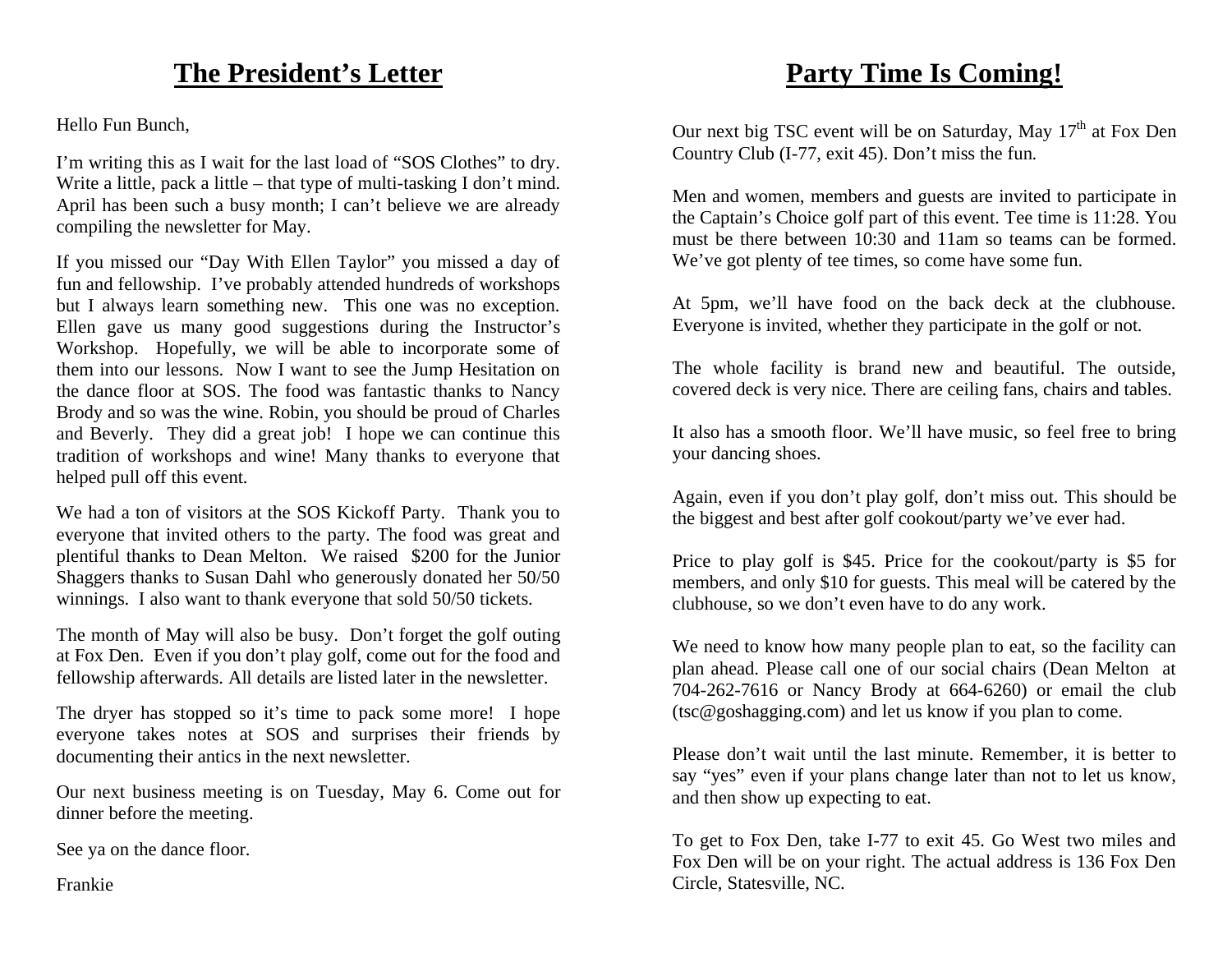# The President's Letter

Hello Fun Bunch,

I'm writing this as I wait for the last load of "SOS Clothes" to dry. Write a little, pack a little – that type of multi-tasking I don't mind. April has been such a busy month; I can't believe we are already compiling the newsletter for May.

If you missed our "Day With Ellen Taylor" you missed a day of fun and fellowship. I've probably attended hundreds of workshops but I always learn something new. This one was no exception. Ellen gave us many good suggestions during the Instructor's Workshop. Hopefully, we will be able to incorporate some of them into our lessons. Now I want to see the Jump Hesitation on the dance floor at SOS. The food was fantastic thanks to Nancy Brody and so was the wine. Robin, you should be proud of Charles and Beverly. They did a great job! I hope we can continue this tradition of workshops and wine! Many thanks to everyone that helped pull off this event.

We had a ton of visitors at the SOS Kickoff Party. Thank you to everyone that invited others to the party. The food was great and plentiful thanks to Dean Melton. We raised $200 for the Junior Shaggers thanks to Susan Dahl who generously donated her 50/50 winnings. I also want to thank everyone that sold 50/50 tickets.

The month of May will also be busy. Don't forget the golf outing at Fox Den. Even if you don't play golf, come out for the food and fellowship afterwards. All details are listed later in the newsletter.

The dryer has stopped so it's time to pack some more! I hope everyone takes notes at SOS and surprises their friends by documenting their antics in the next newsletter.

Our next business meeting is on Tuesday, May 6. Come out for dinner before the meeting.

See ya on the dance floor.

Frankie

# Party Time Is Coming!

Our next big TSC event will be on Saturday, May 17th at Fox Den Country Club (I-77, exit 45). Don't miss the fun.

Men and women, members and guests are invited to participate in the Captain's Choice golf part of this event. Tee time is 11:28. You must be there between 10:30 and 11am so teams can be formed. We've got plenty of tee times, so come have some fun.

At 5pm, we'll have food on the back deck at the clubhouse. Everyone is invited, whether they participate in the golf or not.

The whole facility is brand new and beautiful. The outside, covered deck is very nice. There are ceiling fans, chairs and tables.

It also has a smooth floor. We'll have music, so feel free to bring your dancing shoes.

Again, even if you don't play golf, don't miss out. This should be the biggest and best after golf cookout/party we've ever had.

Price to play golf is $45. Price for the cookout/party is $5 for members, and only $10 for guests. This meal will be catered by the clubhouse, so we don't even have to do any work.

We need to know how many people plan to eat, so the facility can plan ahead. Please call one of our social chairs (Dean Melton at 704-262-7616 or Nancy Brody at 664-6260) or email the club (tsc@goshagging.com) and let us know if you plan to come.

Please don't wait until the last minute. Remember, it is better to say "yes" even if your plans change later than not to let us know, and then show up expecting to eat.

To get to Fox Den, take I-77 to exit 45. Go West two miles and Fox Den will be on your right. The actual address is 136 Fox Den Circle, Statesville, NC.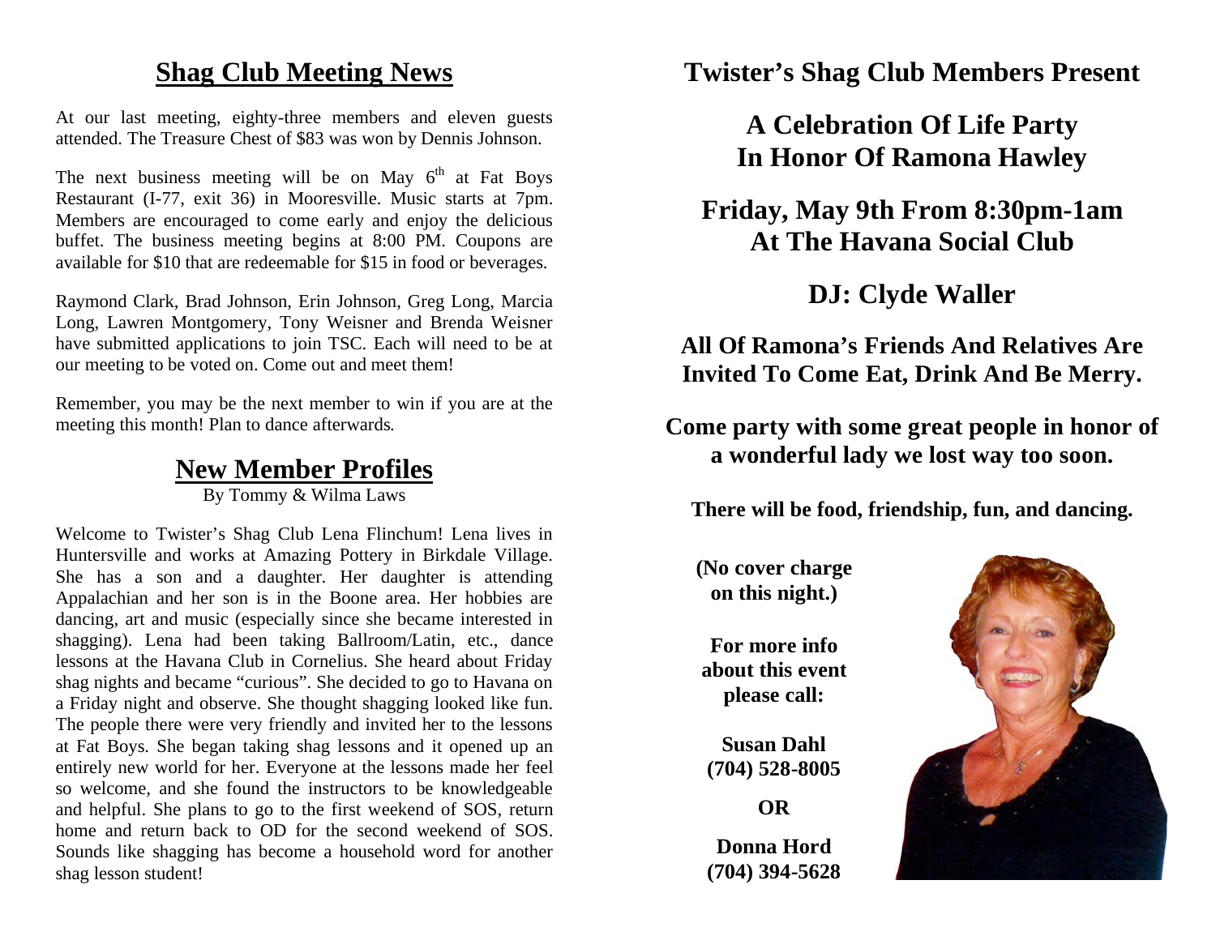## Shag Club Meeting News

At our last meeting, eighty-three members and eleven guests attended. The Treasure Chest of $83 was won by Dennis Johnson.

The next business meeting will be on May 6th at Fat Boys Restaurant (I-77, exit 36) in Mooresville. Music starts at 7pm. Members are encouraged to come early and enjoy the delicious buffet. The business meeting begins at 8:00 PM. Coupons are available for $10 that are redeemable for $15 in food or beverages.

Raymond Clark, Brad Johnson, Erin Johnson, Greg Long, Marcia Long, Lawren Montgomery, Tony Weisner and Brenda Weisner have submitted applications to join TSC. Each will need to be at our meeting to be voted on. Come out and meet them!

Remember, you may be the next member to win if you are at the meeting this month! Plan to dance afterwards.

## New Member Profiles

By Tommy & Wilma Laws

Welcome to Twister's Shag Club Lena Flinchum! Lena lives in Huntersville and works at Amazing Pottery in Birkdale Village. She has a son and a daughter. Her daughter is attending Appalachian and her son is in the Boone area. Her hobbies are dancing, art and music (especially since she became interested in shagging). Lena had been taking Ballroom/Latin, etc., dance lessons at the Havana Club in Cornelius. She heard about Friday shag nights and became "curious". She decided to go to Havana on a Friday night and observe. She thought shagging looked like fun. The people there were very friendly and invited her to the lessons at Fat Boys. She began taking shag lessons and it opened up an entirely new world for her. Everyone at the lessons made her feel so welcome, and she found the instructors to be knowledgeable and helpful. She plans to go to the first weekend of SOS, return home and return back to OD for the second weekend of SOS. Sounds like shagging has become a household word for another shag lesson student!

## Twister's Shag Club Members Present

**A Celebration Of Life Party**
**In Honor Of Ramona Hawley**

**Friday, May 9th From 8:30pm-1am**
**At The Havana Social Club**

**DJ: Clyde Waller**

**All Of Ramona's Friends And Relatives Are Invited To Come Eat, Drink And Be Merry.**

**Come party with some great people in honor of a wonderful lady we lost way too soon.**

**There will be food, friendship, fun, and dancing.**

**(No cover charge on this night.)**

**For more info about this event please call:**

**Susan Dahl**
**(704) 528-8005**

**OR**

**Donna Hord**
**(704) 394-5628**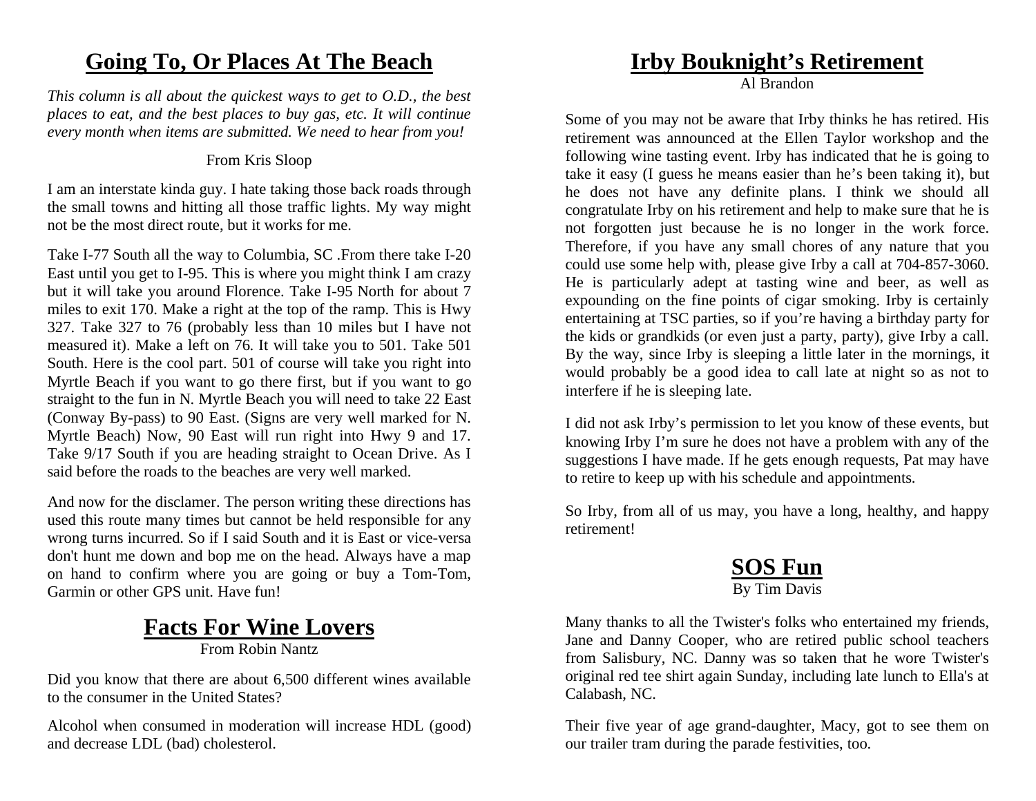## Going To, Or Places At The Beach

*This column is all about the quickest ways to get to O.D., the best places to eat, and the best places to buy gas, etc. It will continue every month when items are submitted. We need to hear from you!*

From Kris Sloop

I am an interstate kinda guy. I hate taking those back roads through the small towns and hitting all those traffic lights. My way might not be the most direct route, but it works for me.

Take I-77 South all the way to Columbia, SC .From there take I-20 East until you get to I-95. This is where you might think I am crazy but it will take you around Florence. Take I-95 North for about 7 miles to exit 170. Make a right at the top of the ramp. This is Hwy 327. Take 327 to 76 (probably less than 10 miles but I have not measured it). Make a left on 76. It will take you to 501. Take 501 South. Here is the cool part. 501 of course will take you right into Myrtle Beach if you want to go there first, but if you want to go straight to the fun in N. Myrtle Beach you will need to take 22 East (Conway By-pass) to 90 East. (Signs are very well marked for N. Myrtle Beach) Now, 90 East will run right into Hwy 9 and 17. Take 9/17 South if you are heading straight to Ocean Drive. As I said before the roads to the beaches are very well marked.

And now for the disclamer. The person writing these directions has used this route many times but cannot be held responsible for any wrong turns incurred. So if I said South and it is East or vice-versa don't hunt me down and bop me on the head. Always have a map on hand to confirm where you are going or buy a Tom-Tom, Garmin or other GPS unit. Have fun!

## Facts For Wine Lovers

From Robin Nantz

Did you know that there are about 6,500 different wines available to the consumer in the United States?

Alcohol when consumed in moderation will increase HDL (good) and decrease LDL (bad) cholesterol.

## Irby Bouknight's Retirement

Al Brandon

Some of you may not be aware that Irby thinks he has retired. His retirement was announced at the Ellen Taylor workshop and the following wine tasting event. Irby has indicated that he is going to take it easy (I guess he means easier than he's been taking it), but he does not have any definite plans. I think we should all congratulate Irby on his retirement and help to make sure that he is not forgotten just because he is no longer in the work force. Therefore, if you have any small chores of any nature that you could use some help with, please give Irby a call at 704-857-3060. He is particularly adept at tasting wine and beer, as well as expounding on the fine points of cigar smoking. Irby is certainly entertaining at TSC parties, so if you're having a birthday party for the kids or grandkids (or even just a party, party), give Irby a call. By the way, since Irby is sleeping a little later in the mornings, it would probably be a good idea to call late at night so as not to interfere if he is sleeping late.

I did not ask Irby's permission to let you know of these events, but knowing Irby I'm sure he does not have a problem with any of the suggestions I have made. If he gets enough requests, Pat may have to retire to keep up with his schedule and appointments.

So Irby, from all of us may, you have a long, healthy, and happy retirement!

## SOS Fun

By Tim Davis

Many thanks to all the Twister's folks who entertained my friends, Jane and Danny Cooper, who are retired public school teachers from Salisbury, NC. Danny was so taken that he wore Twister's original red tee shirt again Sunday, including late lunch to Ella's at Calabash, NC.

Their five year of age grand-daughter, Macy, got to see them on our trailer tram during the parade festivities, too.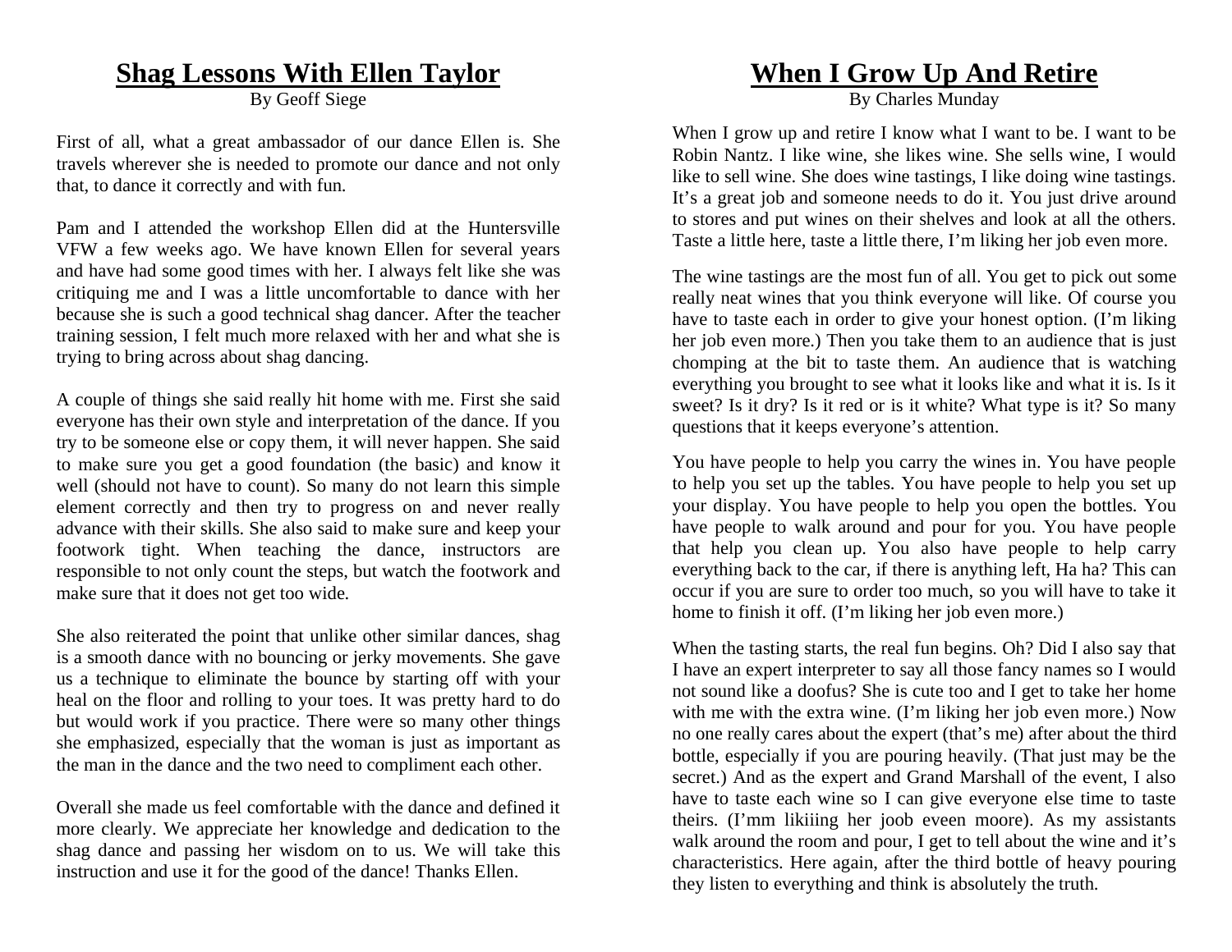# Shag Lessons With Ellen Taylor

By Geoff Siege

First of all, what a great ambassador of our dance Ellen is. She travels wherever she is needed to promote our dance and not only that, to dance it correctly and with fun.

Pam and I attended the workshop Ellen did at the Huntersville VFW a few weeks ago. We have known Ellen for several years and have had some good times with her. I always felt like she was critiquing me and I was a little uncomfortable to dance with her because she is such a good technical shag dancer. After the teacher training session, I felt much more relaxed with her and what she is trying to bring across about shag dancing.

A couple of things she said really hit home with me. First she said everyone has their own style and interpretation of the dance. If you try to be someone else or copy them, it will never happen. She said to make sure you get a good foundation (the basic) and know it well (should not have to count). So many do not learn this simple element correctly and then try to progress on and never really advance with their skills. She also said to make sure and keep your footwork tight. When teaching the dance, instructors are responsible to not only count the steps, but watch the footwork and make sure that it does not get too wide.

She also reiterated the point that unlike other similar dances, shag is a smooth dance with no bouncing or jerky movements. She gave us a technique to eliminate the bounce by starting off with your heal on the floor and rolling to your toes. It was pretty hard to do but would work if you practice. There were so many other things she emphasized, especially that the woman is just as important as the man in the dance and the two need to compliment each other.

Overall she made us feel comfortable with the dance and defined it more clearly. We appreciate her knowledge and dedication to the shag dance and passing her wisdom on to us. We will take this instruction and use it for the good of the dance! Thanks Ellen.

# When I Grow Up And Retire

By Charles Munday

When I grow up and retire I know what I want to be. I want to be Robin Nantz. I like wine, she likes wine. She sells wine, I would like to sell wine. She does wine tastings, I like doing wine tastings. It's a great job and someone needs to do it. You just drive around to stores and put wines on their shelves and look at all the others. Taste a little here, taste a little there, I'm liking her job even more.

The wine tastings are the most fun of all. You get to pick out some really neat wines that you think everyone will like. Of course you have to taste each in order to give your honest option. (I'm liking her job even more.) Then you take them to an audience that is just chomping at the bit to taste them. An audience that is watching everything you brought to see what it looks like and what it is. Is it sweet? Is it dry? Is it red or is it white? What type is it? So many questions that it keeps everyone's attention.

You have people to help you carry the wines in. You have people to help you set up the tables. You have people to help you set up your display. You have people to help you open the bottles. You have people to walk around and pour for you. You have people that help you clean up. You also have people to help carry everything back to the car, if there is anything left, Ha ha? This can occur if you are sure to order too much, so you will have to take it home to finish it off. (I'm liking her job even more.)

When the tasting starts, the real fun begins. Oh? Did I also say that I have an expert interpreter to say all those fancy names so I would not sound like a doofus? She is cute too and I get to take her home with me with the extra wine. (I'm liking her job even more.) Now no one really cares about the expert (that's me) after about the third bottle, especially if you are pouring heavily. (That just may be the secret.) And as the expert and Grand Marshall of the event, I also have to taste each wine so I can give everyone else time to taste theirs. (I'mm likiiing her joob eveen moore). As my assistants walk around the room and pour, I get to tell about the wine and it's characteristics. Here again, after the third bottle of heavy pouring they listen to everything and think is absolutely the truth.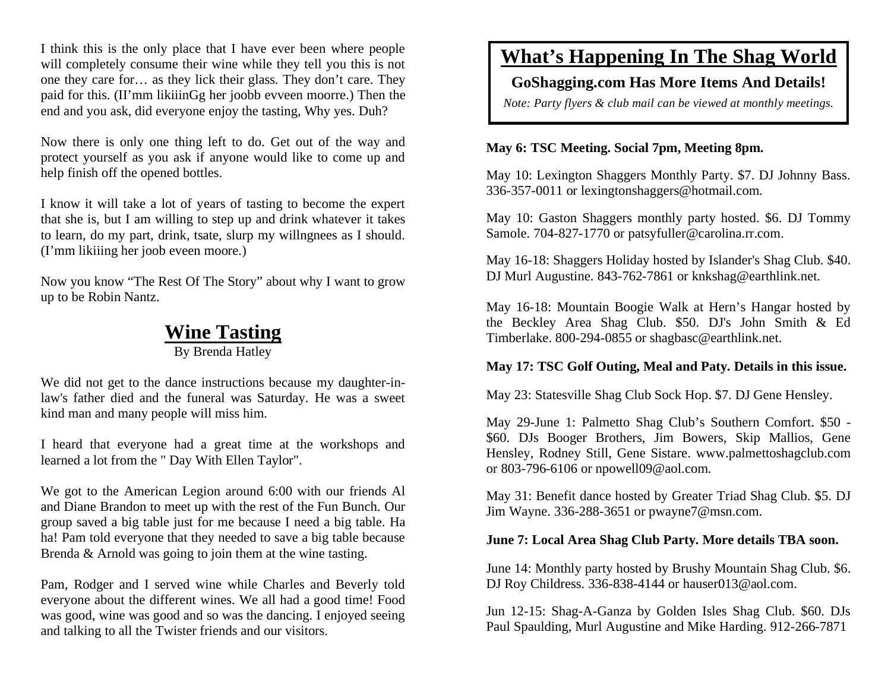I think this is the only place that I have ever been where people will completely consume their wine while they tell you this is not one they care for… as they lick their glass. They don't care. They paid for this. (II'mm likiiinGg her joobb evveen moorre.) Then the end and you ask, did everyone enjoy the tasting, Why yes. Duh?

Now there is only one thing left to do. Get out of the way and protect yourself as you ask if anyone would like to come up and help finish off the opened bottles.

I know it will take a lot of years of tasting to become the expert that she is, but I am willing to step up and drink whatever it takes to learn, do my part, drink, tsate, slurp my willngnees as I should. (I'mm likiiing her joob eveen moore.)

Now you know "The Rest Of The Story" about why I want to grow up to be Robin Nantz.

## Wine Tasting

By Brenda Hatley

We did not get to the dance instructions because my daughter-in-law's father died and the funeral was Saturday. He was a sweet kind man and many people will miss him.

I heard that everyone had a great time at the workshops and learned a lot from the " Day With Ellen Taylor".

We got to the American Legion around 6:00 with our friends Al and Diane Brandon to meet up with the rest of the Fun Bunch. Our group saved a big table just for me because I need a big table. Ha ha! Pam told everyone that they needed to save a big table because Brenda & Arnold was going to join them at the wine tasting.

Pam, Rodger and I served wine while Charles and Beverly told everyone about the different wines. We all had a good time! Food was good, wine was good and so was the dancing. I enjoyed seeing and talking to all the Twister friends and our visitors.

## What's Happening In The Shag World

**GoShagging.com Has More Items And Details!**

*Note: Party flyers & club mail can be viewed at monthly meetings.*

**May 6: TSC Meeting. Social 7pm, Meeting 8pm.**

May 10: Lexington Shaggers Monthly Party. $7. DJ Johnny Bass. 336-357-0011 or lexingtonshaggers@hotmail.com.

May 10: Gaston Shaggers monthly party hosted. $6. DJ Tommy Samole. 704-827-1770 or patsyfuller@carolina.rr.com.

May 16-18: Shaggers Holiday hosted by Islander's Shag Club. $40. DJ Murl Augustine. 843-762-7861 or knkshag@earthlink.net.

May 16-18: Mountain Boogie Walk at Hern's Hangar hosted by the Beckley Area Shag Club. $50. DJ's John Smith & Ed Timberlake. 800-294-0855 or shagbasc@earthlink.net.

**May 17: TSC Golf Outing, Meal and Paty. Details in this issue.**

May 23: Statesville Shag Club Sock Hop. $7. DJ Gene Hensley.

May 29-June 1: Palmetto Shag Club's Southern Comfort. $50 - $60. DJs Booger Brothers, Jim Bowers, Skip Mallios, Gene Hensley, Rodney Still, Gene Sistare. www.palmettoshagclub.com or 803-796-6106 or npowell09@aol.com.

May 31: Benefit dance hosted by Greater Triad Shag Club. $5. DJ Jim Wayne. 336-288-3651 or pwayne7@msn.com.

**June 7: Local Area Shag Club Party. More details TBA soon.**

June 14: Monthly party hosted by Brushy Mountain Shag Club. $6. DJ Roy Childress. 336-838-4144 or hauser013@aol.com.

Jun 12-15: Shag-A-Ganza by Golden Isles Shag Club. $60. DJs Paul Spaulding, Murl Augustine and Mike Harding. 912-266-7871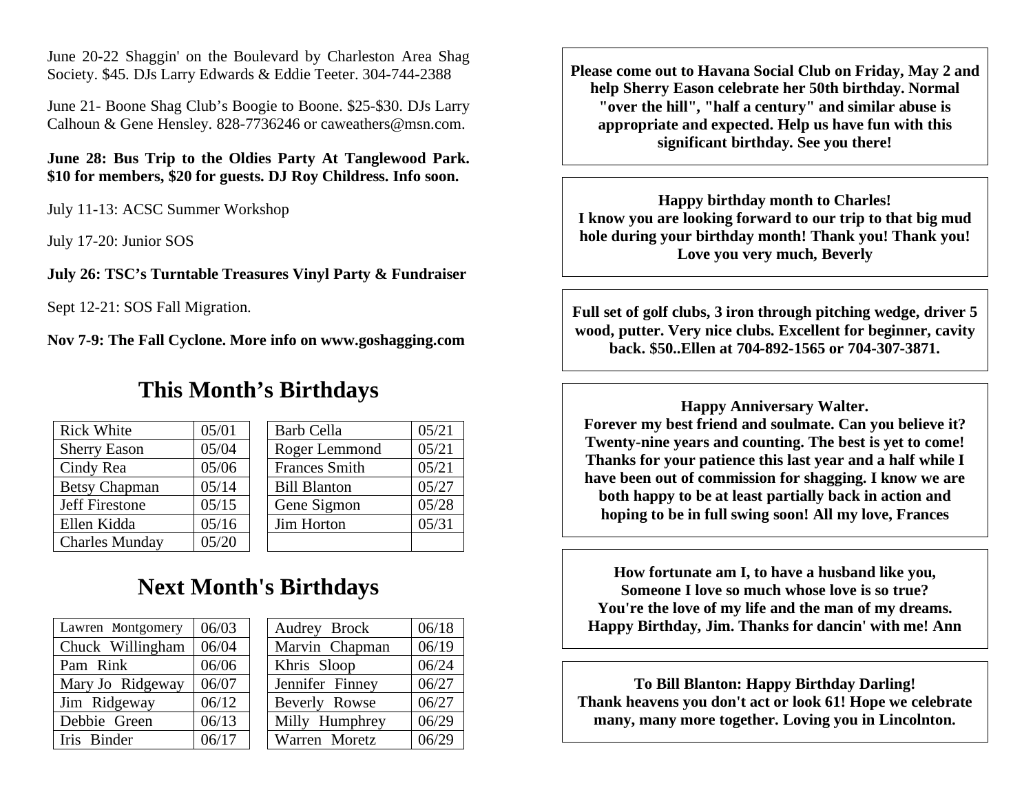June 20-22 Shaggin' on the Boulevard by Charleston Area Shag Society. $45. DJs Larry Edwards & Eddie Teeter. 304-744-2388

June 21- Boone Shag Club's Boogie to Boone. $25-$30. DJs Larry Calhoun & Gene Hensley. 828-7736246 or caweathers@msn.com.

**June 28: Bus Trip to the Oldies Party At Tanglewood Park. $10 for members, $20 for guests. DJ Roy Childress. Info soon.**

July 11-13: ACSC Summer Workshop

July 17-20: Junior SOS

**July 26: TSC's Turntable Treasures Vinyl Party & Fundraiser**

Sept 12-21: SOS Fall Migration.

**Nov 7-9: The Fall Cyclone. More info on www.goshagging.com**

## This Month's Birthdays

| Name | Date |
|---|---|
| Rick White | 05/01 |
| Sherry Eason | 05/04 |
| Cindy Rea | 05/06 |
| Betsy Chapman | 05/14 |
| Jeff Firestone | 05/15 |
| Ellen Kidda | 05/16 |
| Charles Munday | 05/20 |

| Name | Date |
|---|---|
| Barb Cella | 05/21 |
| Roger Lemmond | 05/21 |
| Frances Smith | 05/21 |
| Bill Blanton | 05/27 |
| Gene Sigmon | 05/28 |
| Jim Horton | 05/31 |

## Next Month's Birthdays

| Name | Date |
|---|---|
| Lawren Montgomery | 06/03 |
| Chuck Willingham | 06/04 |
| Pam Rink | 06/06 |
| Mary Jo Ridgeway | 06/07 |
| Jim Ridgeway | 06/12 |
| Debbie Green | 06/13 |
| Iris Binder | 06/17 |

| Name | Date |
|---|---|
| Audrey Brock | 06/18 |
| Marvin Chapman | 06/19 |
| Khris Sloop | 06/24 |
| Jennifer Finney | 06/27 |
| Beverly Rowse | 06/27 |
| Milly Humphrey | 06/29 |
| Warren Moretz | 06/29 |

**Please come out to Havana Social Club on Friday, May 2 and help Sherry Eason celebrate her 50th birthday. Normal "over the hill", "half a century" and similar abuse is appropriate and expected. Help us have fun with this significant birthday. See you there!**

**Happy birthday month to Charles!**
**I know you are looking forward to our trip to that big mud hole during your birthday month! Thank you! Thank you! Love you very much, Beverly**

**Full set of golf clubs, 3 iron through pitching wedge, driver 5 wood, putter. Very nice clubs. Excellent for beginner, cavity back. $50..Ellen at 704-892-1565 or 704-307-3871.**

**Happy Anniversary Walter.**
**Forever my best friend and soulmate. Can you believe it? Twenty-nine years and counting. The best is yet to come! Thanks for your patience this last year and a half while I have been out of commission for shagging. I know we are both happy to be at least partially back in action and hoping to be in full swing soon! All my love, Frances**

**How fortunate am I, to have a husband like you,**
**Someone I love so much whose love is so true?**
**You're the love of my life and the man of my dreams.**
**Happy Birthday, Jim. Thanks for dancin' with me! Ann**

**To Bill Blanton: Happy Birthday Darling!**
**Thank heavens you don't act or look 61! Hope we celebrate many, many more together. Loving you in Lincolnton.**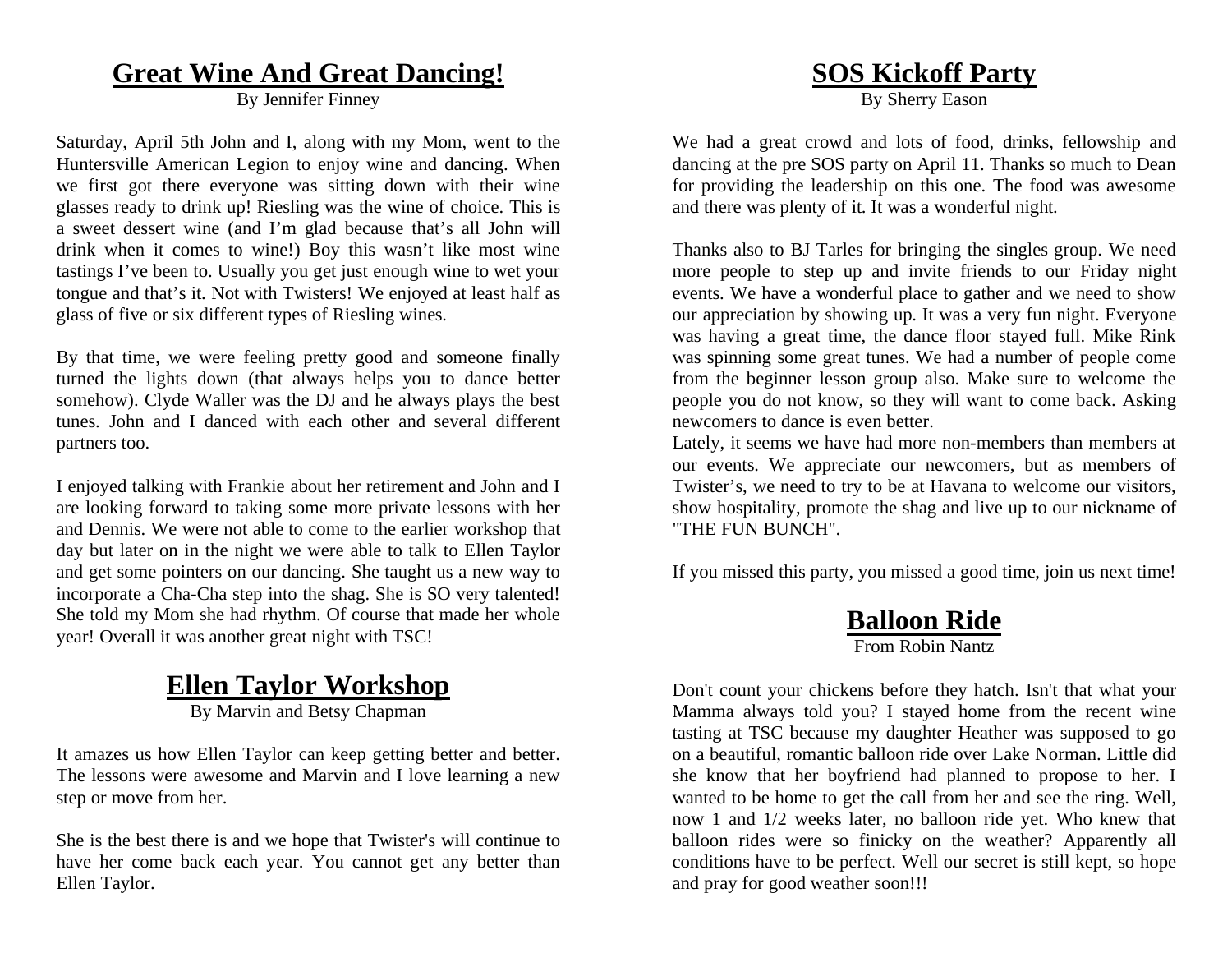## Great Wine And Great Dancing!

By Jennifer Finney

Saturday, April 5th John and I, along with my Mom, went to the Huntersville American Legion to enjoy wine and dancing. When we first got there everyone was sitting down with their wine glasses ready to drink up! Riesling was the wine of choice. This is a sweet dessert wine (and I'm glad because that's all John will drink when it comes to wine!) Boy this wasn't like most wine tastings I've been to. Usually you get just enough wine to wet your tongue and that's it. Not with Twisters! We enjoyed at least half as glass of five or six different types of Riesling wines.

By that time, we were feeling pretty good and someone finally turned the lights down (that always helps you to dance better somehow). Clyde Waller was the DJ and he always plays the best tunes. John and I danced with each other and several different partners too.

I enjoyed talking with Frankie about her retirement and John and I are looking forward to taking some more private lessons with her and Dennis. We were not able to come to the earlier workshop that day but later on in the night we were able to talk to Ellen Taylor and get some pointers on our dancing. She taught us a new way to incorporate a Cha-Cha step into the shag. She is SO very talented! She told my Mom she had rhythm. Of course that made her whole year! Overall it was another great night with TSC!

## Ellen Taylor Workshop

By Marvin and Betsy Chapman

It amazes us how Ellen Taylor can keep getting better and better. The lessons were awesome and Marvin and I love learning a new step or move from her.

She is the best there is and we hope that Twister's will continue to have her come back each year. You cannot get any better than Ellen Taylor.

## SOS Kickoff Party

By Sherry Eason

We had a great crowd and lots of food, drinks, fellowship and dancing at the pre SOS party on April 11. Thanks so much to Dean for providing the leadership on this one. The food was awesome and there was plenty of it. It was a wonderful night.

Thanks also to BJ Tarles for bringing the singles group. We need more people to step up and invite friends to our Friday night events. We have a wonderful place to gather and we need to show our appreciation by showing up. It was a very fun night. Everyone was having a great time, the dance floor stayed full. Mike Rink was spinning some great tunes. We had a number of people come from the beginner lesson group also. Make sure to welcome the people you do not know, so they will want to come back. Asking newcomers to dance is even better.
Lately, it seems we have had more non-members than members at our events. We appreciate our newcomers, but as members of Twister's, we need to try to be at Havana to welcome our visitors, show hospitality, promote the shag and live up to our nickname of "THE FUN BUNCH".

If you missed this party, you missed a good time, join us next time!

## Balloon Ride

From Robin Nantz

Don't count your chickens before they hatch. Isn't that what your Mamma always told you? I stayed home from the recent wine tasting at TSC because my daughter Heather was supposed to go on a beautiful, romantic balloon ride over Lake Norman. Little did she know that her boyfriend had planned to propose to her. I wanted to be home to get the call from her and see the ring. Well, now 1 and 1/2 weeks later, no balloon ride yet. Who knew that balloon rides were so finicky on the weather? Apparently all conditions have to be perfect. Well our secret is still kept, so hope and pray for good weather soon!!!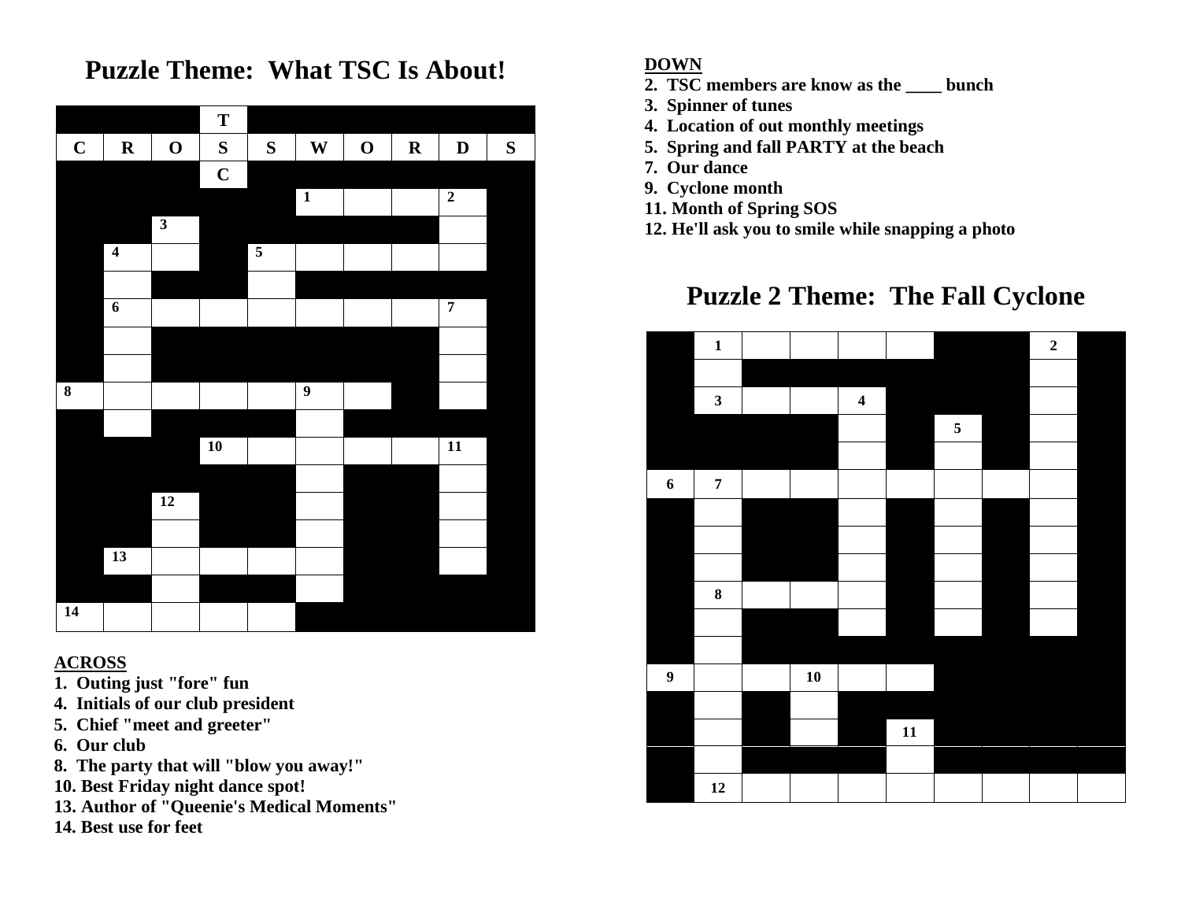# Puzzle Theme: What TSC Is About!

| | | | T | | | | | | |
|---|---|---|---|---|---|---|---|---|---|
| C | R | O | S | S | W | O | R | D | S |
| | | | C | | | | | | |
| | | | | | 1 | | | 2 | |
| | | 3 | | | | | | | |
| | 4 | | | 5 | | | | | |
| | | | | | | | | | |
| | 6 | | | | | | | 7 | |
| | | | | | | | | | |
| | | | | | | | | | |
| 8 | | | | | 9 | | | | |
| | | | | | | | | | |
| | | | 10 | | | | | 11 | |
| | | | | | | | | | |
| | | 12 | | | | | | | |
| | | | | | | | | | |
| | 13 | | | | | | | | |
| | | | | | | | | | |
| 14 | | | | | | | | | |

**ACROSS**

1. Outing just "fore" fun
4. Initials of our club president
5. Chief "meet and greeter"
6. Our club
8. The party that will "blow you away!"
10. Best Friday night dance spot!
13. Author of "Queenie's Medical Moments"
14. Best use for feet

**DOWN**

2. TSC members are know as the ____ bunch
3. Spinner of tunes
4. Location of out monthly meetings
5. Spring and fall PARTY at the beach
7. Our dance
9. Cyclone month
11. Month of Spring SOS
12. He'll ask you to smile while snapping a photo

# Puzzle 2 Theme: The Fall Cyclone

| | | | | | | | | | |
|---|---|---|---|---|---|---|---|---|---|
| | 1 | | | | | | | 2 | |
| | | | | | | | | | |
| | 3 | | | 4 | | | | | |
| | | | | | | 5 | | | |
| | | | | | | | | | |
| 6 | 7 | | | | | | | | |
| | | | | | | | | | |
| | | | | | | | | | |
| | | | | | | | | | |
| | 8 | | | | | | | | |
| | | | | | | | | | |
| | | | | | | | | | |
| 9 | | | 10 | | | | | | |
| | | | | | | | | | |
| | | | | | 11 | | | | |
| | | | | | | | | | |
| | 12 | | | | | | | | |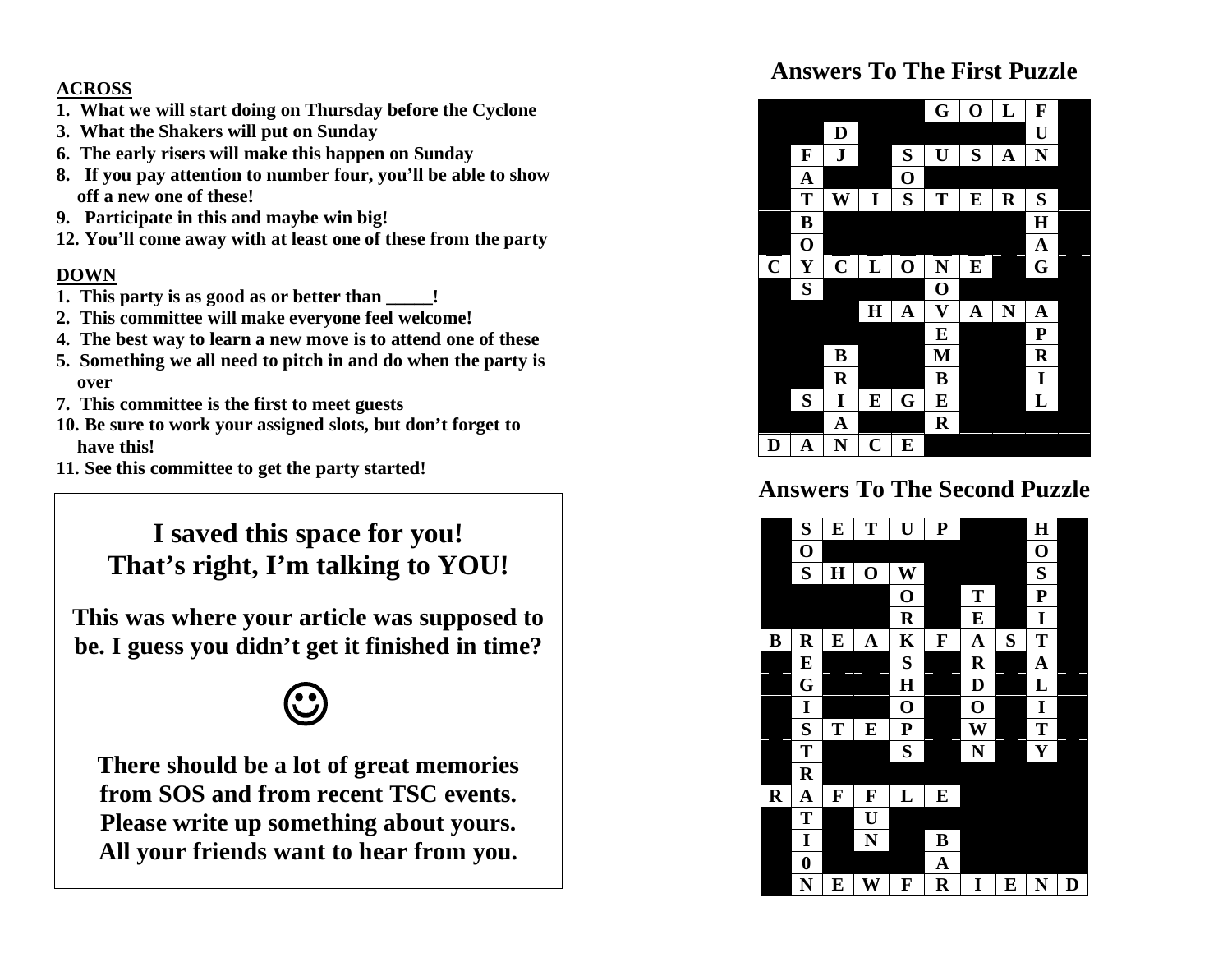**ACROSS**

1. What we will start doing on Thursday before the Cyclone
3. What the Shakers will put on Sunday
6. The early risers will make this happen on Sunday
8. If you pay attention to number four, you'll be able to show off a new one of these!
9. Participate in this and maybe win big!
12. You'll come away with at least one of these from the party

**DOWN**

1. This party is as good as or better than _____!
2. This committee will make everyone feel welcome!
4. The best way to learn a new move is to attend one of these
5. Something we all need to pitch in and do when the party is over
7. This committee is the first to meet guests
10. Be sure to work your assigned slots, but don't forget to have this!
11. See this committee to get the party started!

**I saved this space for you!**
**That's right, I'm talking to YOU!**

**This was where your article was supposed to be. I guess you didn't get it finished in time?**

☺

**There should be a lot of great memories from SOS and from recent TSC events. Please write up something about yours. All your friends want to hear from you.**

## Answers To The First Puzzle

| | | | | | G | O | L | F | |
|---|---|---|---|---|---|---|---|---|---|
| | | D | | | | | | U | |
| | F | J | | S | U | S | A | N | |
| | A | | | O | | | | | |
| | T | W | I | S | T | E | R | S | |
| | B | | | | | | | H | |
| | O | | | | | | | A | |
| C | Y | C | L | O | N | E | | G | |
| | S | | | | O | | | | |
| | | | H | A | V | A | N | A | |
| | | | | | E | | | P | |
| | | B | | | M | | | R | |
| | | R | | | B | | | I | |
| | S | I | E | G | E | | | L | |
| | | A | | | R | | | | |
| D | A | N | C | E | | | | | |

## Answers To The Second Puzzle

| | S | E | T | U | P | | | H | |
|---|---|---|---|---|---|---|---|---|---|
| | O | | | | | | | O | |
| | S | H | O | W | | | | S | |
| | | | | O | | T | | P | |
| | | | | R | | E | | I | |
| B | R | E | A | K | F | A | S | T | |
| | E | | | S | | R | | A | |
| | G | | | H | | D | | L | |
| | I | | | O | | O | | I | |
| | S | T | E | P | | W | | T | |
| | T | | | S | | N | | Y | |
| | R | | | | | | | | |
| R | A | F | F | L | E | | | | |
| | T | | U | | | | | | |
| | I | | N | | B | | | | |
| | 0 | | | | A | | | | |
| | N | E | W | F | R | I | E | N | D |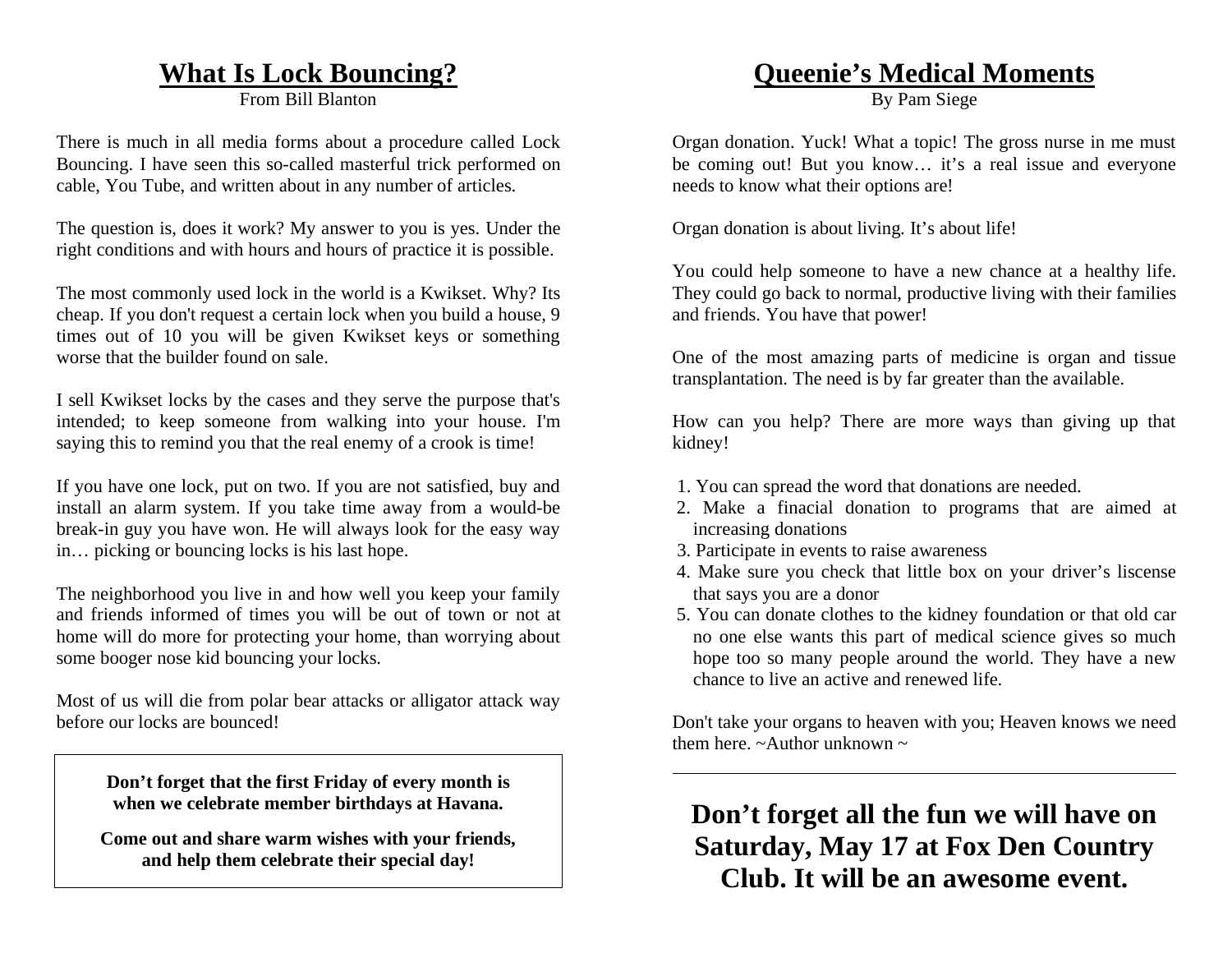## What Is Lock Bouncing?

From Bill Blanton

There is much in all media forms about a procedure called Lock Bouncing. I have seen this so-called masterful trick performed on cable, You Tube, and written about in any number of articles.

The question is, does it work? My answer to you is yes. Under the right conditions and with hours and hours of practice it is possible.

The most commonly used lock in the world is a Kwikset. Why? Its cheap. If you don't request a certain lock when you build a house, 9 times out of 10 you will be given Kwikset keys or something worse that the builder found on sale.

I sell Kwikset locks by the cases and they serve the purpose that's intended; to keep someone from walking into your house. I'm saying this to remind you that the real enemy of a crook is time!

If you have one lock, put on two. If you are not satisfied, buy and install an alarm system. If you take time away from a would-be break-in guy you have won. He will always look for the easy way in… picking or bouncing locks is his last hope.

The neighborhood you live in and how well you keep your family and friends informed of times you will be out of town or not at home will do more for protecting your home, than worrying about some booger nose kid bouncing your locks.

Most of us will die from polar bear attacks or alligator attack way before our locks are bounced!

**Don't forget that the first Friday of every month is when we celebrate member birthdays at Havana.**

**Come out and share warm wishes with your friends, and help them celebrate their special day!**

## Queenie's Medical Moments

By Pam Siege

Organ donation. Yuck! What a topic! The gross nurse in me must be coming out! But you know… it's a real issue and everyone needs to know what their options are!

Organ donation is about living. It's about life!

You could help someone to have a new chance at a healthy life. They could go back to normal, productive living with their families and friends. You have that power!

One of the most amazing parts of medicine is organ and tissue transplantation. The need is by far greater than the available.

How can you help? There are more ways than giving up that kidney!

1. You can spread the word that donations are needed.
2. Make a finacial donation to programs that are aimed at increasing donations
3. Participate in events to raise awareness
4. Make sure you check that little box on your driver's liscense that says you are a donor
5. You can donate clothes to the kidney foundation or that old car no one else wants this part of medical science gives so much hope too so many people around the world. They have a new chance to live an active and renewed life.

Don't take your organs to heaven with you; Heaven knows we need them here. ~Author unknown ~

---

**Don't forget all the fun we will have on Saturday, May 17 at Fox Den Country Club. It will be an awesome event.**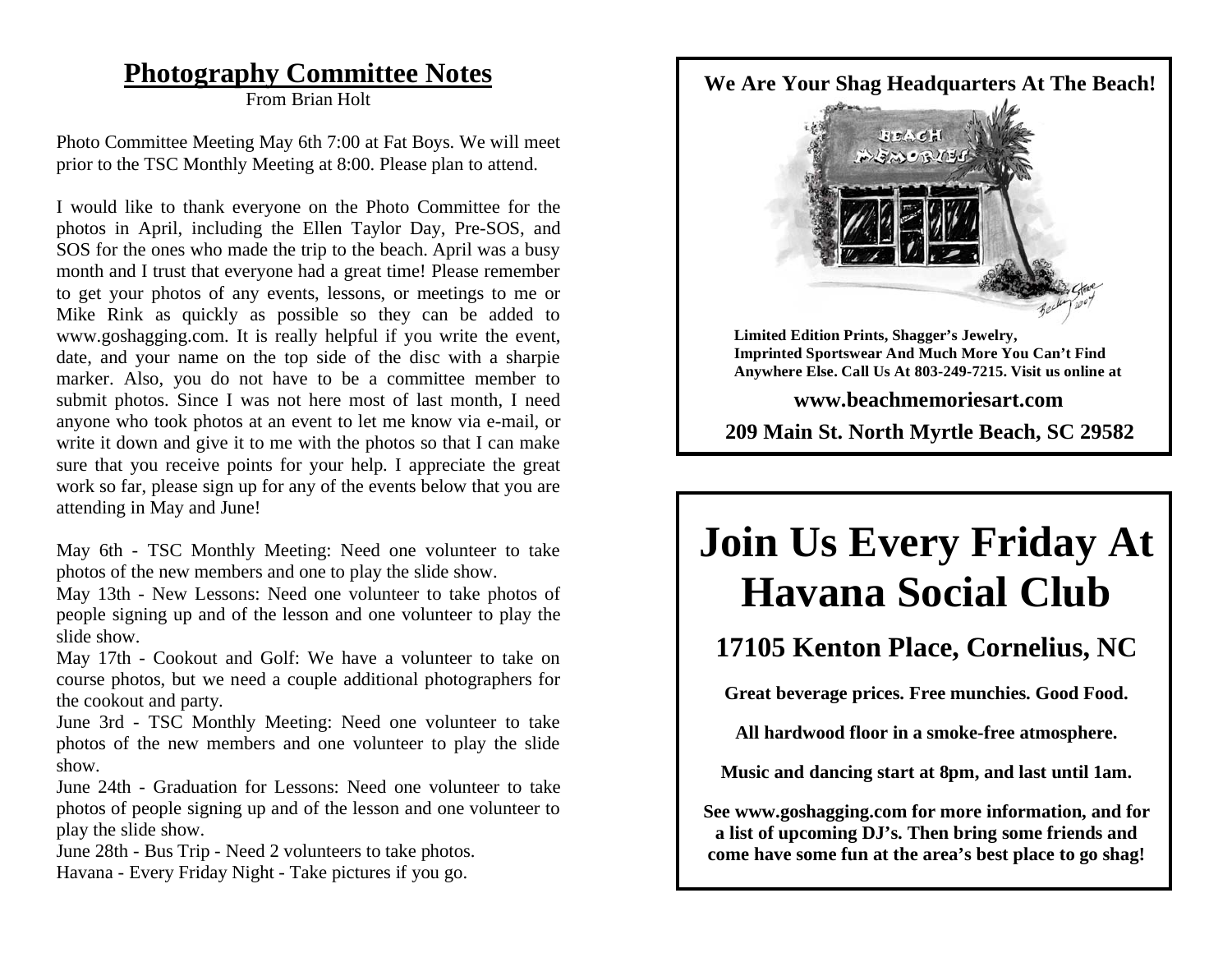# Photography Committee Notes

From Brian Holt

Photo Committee Meeting May 6th 7:00 at Fat Boys. We will meet prior to the TSC Monthly Meeting at 8:00. Please plan to attend.

I would like to thank everyone on the Photo Committee for the photos in April, including the Ellen Taylor Day, Pre-SOS, and SOS for the ones who made the trip to the beach. April was a busy month and I trust that everyone had a great time! Please remember to get your photos of any events, lessons, or meetings to me or Mike Rink as quickly as possible so they can be added to www.goshagging.com. It is really helpful if you write the event, date, and your name on the top side of the disc with a sharpie marker. Also, you do not have to be a committee member to submit photos. Since I was not here most of last month, I need anyone who took photos at an event to let me know via e-mail, or write it down and give it to me with the photos so that I can make sure that you receive points for your help. I appreciate the great work so far, please sign up for any of the events below that you are attending in May and June!

May 6th - TSC Monthly Meeting: Need one volunteer to take photos of the new members and one to play the slide show.
May 13th - New Lessons: Need one volunteer to take photos of people signing up and of the lesson and one volunteer to play the slide show.
May 17th - Cookout and Golf: We have a volunteer to take on course photos, but we need a couple additional photographers for the cookout and party.
June 3rd - TSC Monthly Meeting: Need one volunteer to take photos of the new members and one volunteer to play the slide show.
June 24th - Graduation for Lessons: Need one volunteer to take photos of people signing up and of the lesson and one volunteer to play the slide show.
June 28th - Bus Trip - Need 2 volunteers to take photos.
Havana - Every Friday Night - Take pictures if you go.

**We Are Your Shag Headquarters At The Beach!**

**Limited Edition Prints, Shagger's Jewelry, Imprinted Sportswear And Much More You Can't Find Anywhere Else. Call Us At 803-249-7215. Visit us online at**

**www.beachmemoriesart.com**

**209 Main St. North Myrtle Beach, SC 29582**

# Join Us Every Friday At Havana Social Club

## 17105 Kenton Place, Cornelius, NC

**Great beverage prices. Free munchies. Good Food.**

**All hardwood floor in a smoke-free atmosphere.**

**Music and dancing start at 8pm, and last until 1am.**

**See www.goshagging.com for more information, and for a list of upcoming DJ's. Then bring some friends and come have some fun at the area's best place to go shag!**